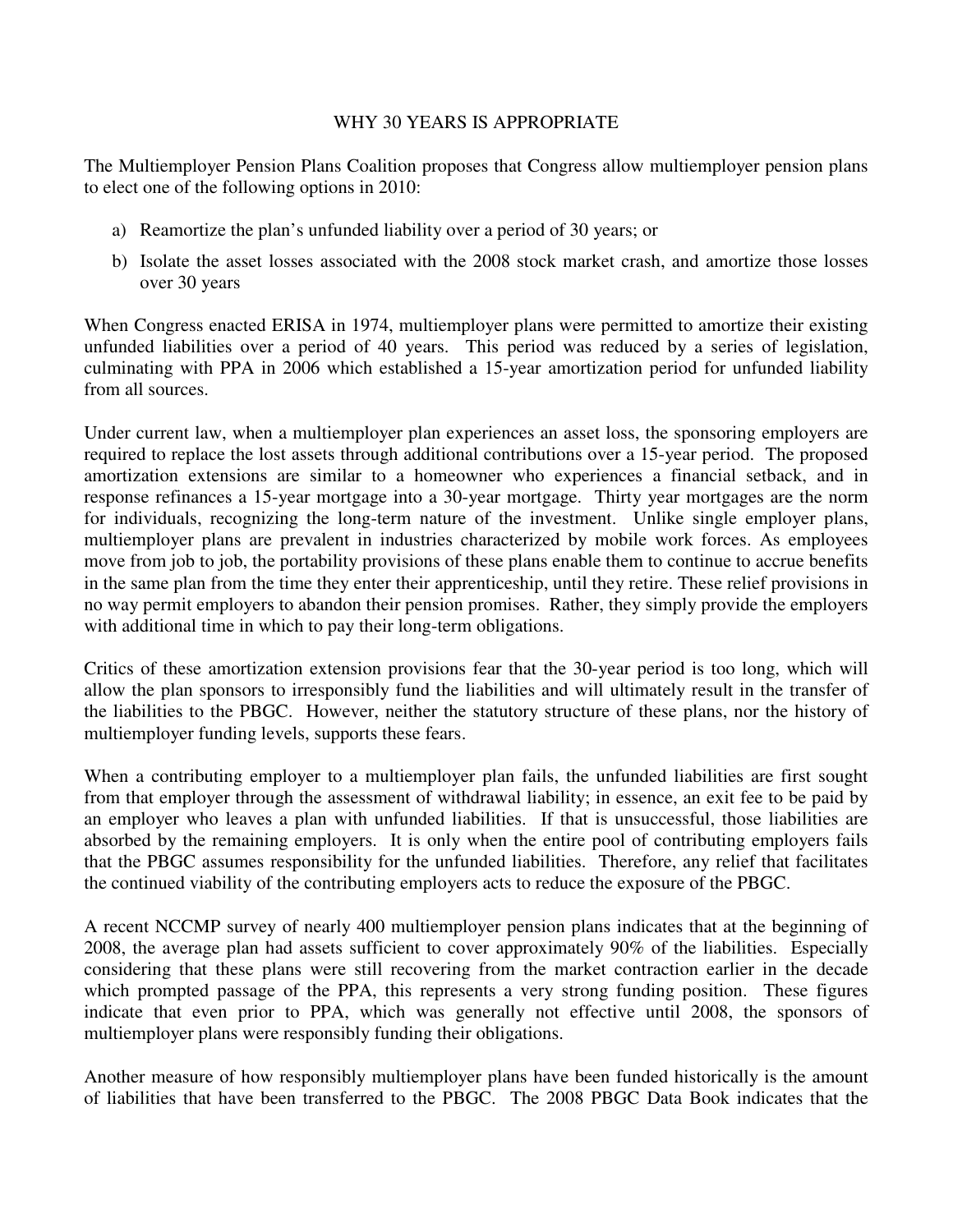# WHY 30 YEARS IS APPROPRIATE

The Multiemployer Pension Plans Coalition proposes that Congress allow multiemployer pension plans to elect one of the following options in 2010:

a) Reamortize the plan's unfunded liability over a period of 30 years; or

b) Isolate the asset losses associated with the 2008 stock market crash, and amortize those losses over 30 years

When Congress enacted ERISA in 1974, multiemployer plans were permitted to amortize their existing unfunded liabilities over a period of 40 years. This period was reduced by a series of legislation, culminating with PPA in 2006 which established a 15-year amortization period for unfunded liability from all sources.

Under current law, when a multiemployer plan experiences an asset loss, the sponsoring employers are required to replace the lost assets through additional contributions over a 15-year period. The proposed amortization extensions are similar to a homeowner who experiences a financial setback, and in response refinances a 15-year mortgage into a 30-year mortgage. Thirty year mortgages are the norm for individuals, recognizing the long-term nature of the investment. Unlike single employer plans, multiemployer plans are prevalent in industries characterized by mobile work forces. As employees move from job to job, the portability provisions of these plans enable them to continue to accrue benefits in the same plan from the time they enter their apprenticeship, until they retire. These relief provisions in no way permit employers to abandon their pension promises. Rather, they simply provide the employers with additional time in which to pay their long-term obligations.

Critics of these amortization extension provisions fear that the 30-year period is too long, which will allow the plan sponsors to irresponsibly fund the liabilities and will ultimately result in the transfer of the liabilities to the PBGC. However, neither the statutory structure of these plans, nor the history of multiemployer funding levels, supports these fears.

When a contributing employer to a multiemployer plan fails, the unfunded liabilities are first sought from that employer through the assessment of withdrawal liability; in essence, an exit fee to be paid by an employer who leaves a plan with unfunded liabilities. If that is unsuccessful, those liabilities are absorbed by the remaining employers. It is only when the entire pool of contributing employers fails that the PBGC assumes responsibility for the unfunded liabilities. Therefore, any relief that facilitates the continued viability of the contributing employers acts to reduce the exposure of the PBGC.

A recent NCCMP survey of nearly 400 multiemployer pension plans indicates that at the beginning of 2008, the average plan had assets sufficient to cover approximately 90% of the liabilities. Especially considering that these plans were still recovering from the market contraction earlier in the decade which prompted passage of the PPA, this represents a very strong funding position. These figures indicate that even prior to PPA, which was generally not effective until 2008, the sponsors of multiemployer plans were responsibly funding their obligations.

Another measure of how responsibly multiemployer plans have been funded historically is the amount of liabilities that have been transferred to the PBGC. The 2008 PBGC Data Book indicates that the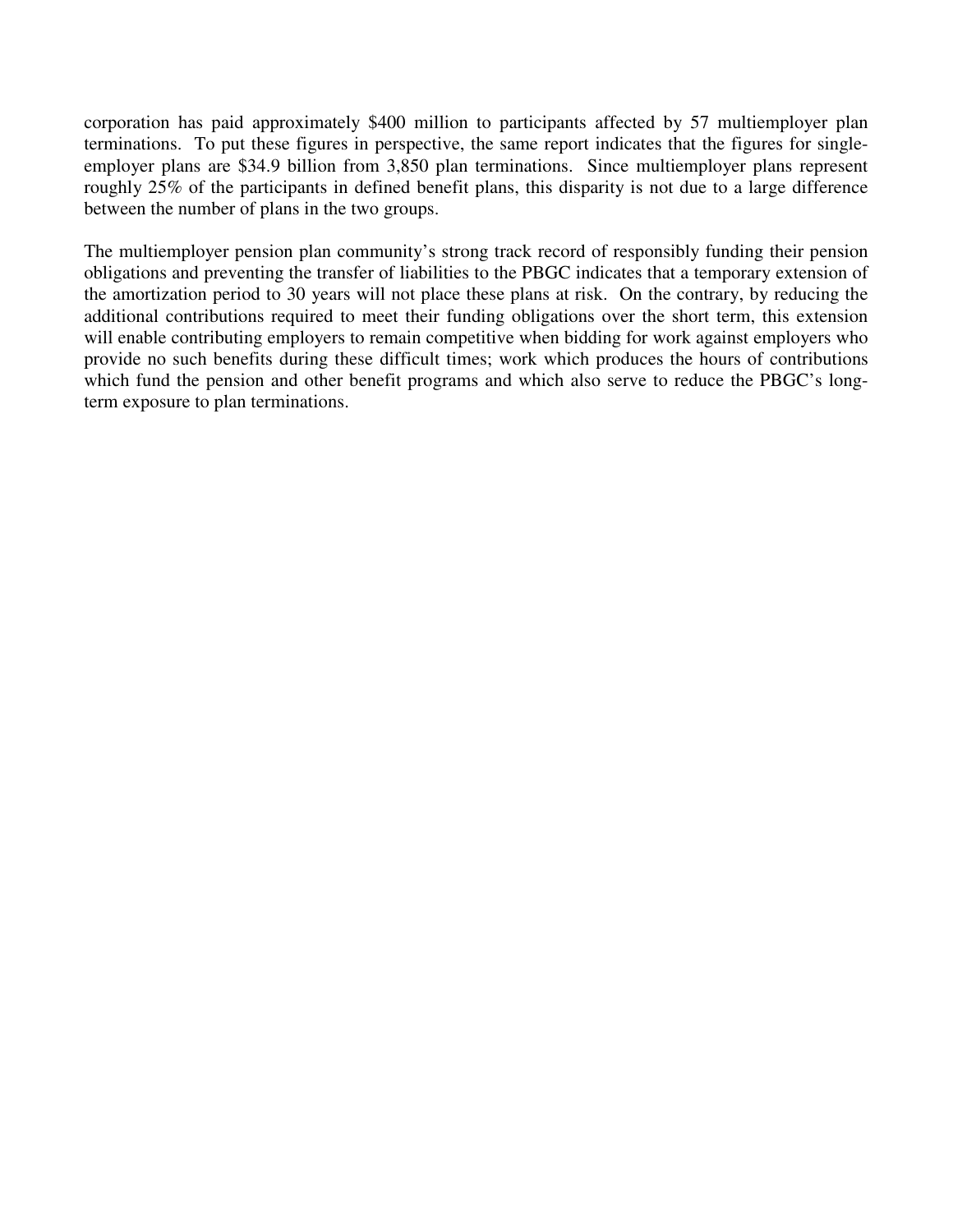corporation has paid approximately $400 million to participants affected by 57 multiemployer plan terminations. To put these figures in perspective, the same report indicates that the figures for single-employer plans are $34.9 billion from 3,850 plan terminations. Since multiemployer plans represent roughly 25% of the participants in defined benefit plans, this disparity is not due to a large difference between the number of plans in the two groups.

The multiemployer pension plan community's strong track record of responsibly funding their pension obligations and preventing the transfer of liabilities to the PBGC indicates that a temporary extension of the amortization period to 30 years will not place these plans at risk. On the contrary, by reducing the additional contributions required to meet their funding obligations over the short term, this extension will enable contributing employers to remain competitive when bidding for work against employers who provide no such benefits during these difficult times; work which produces the hours of contributions which fund the pension and other benefit programs and which also serve to reduce the PBGC's long-term exposure to plan terminations.